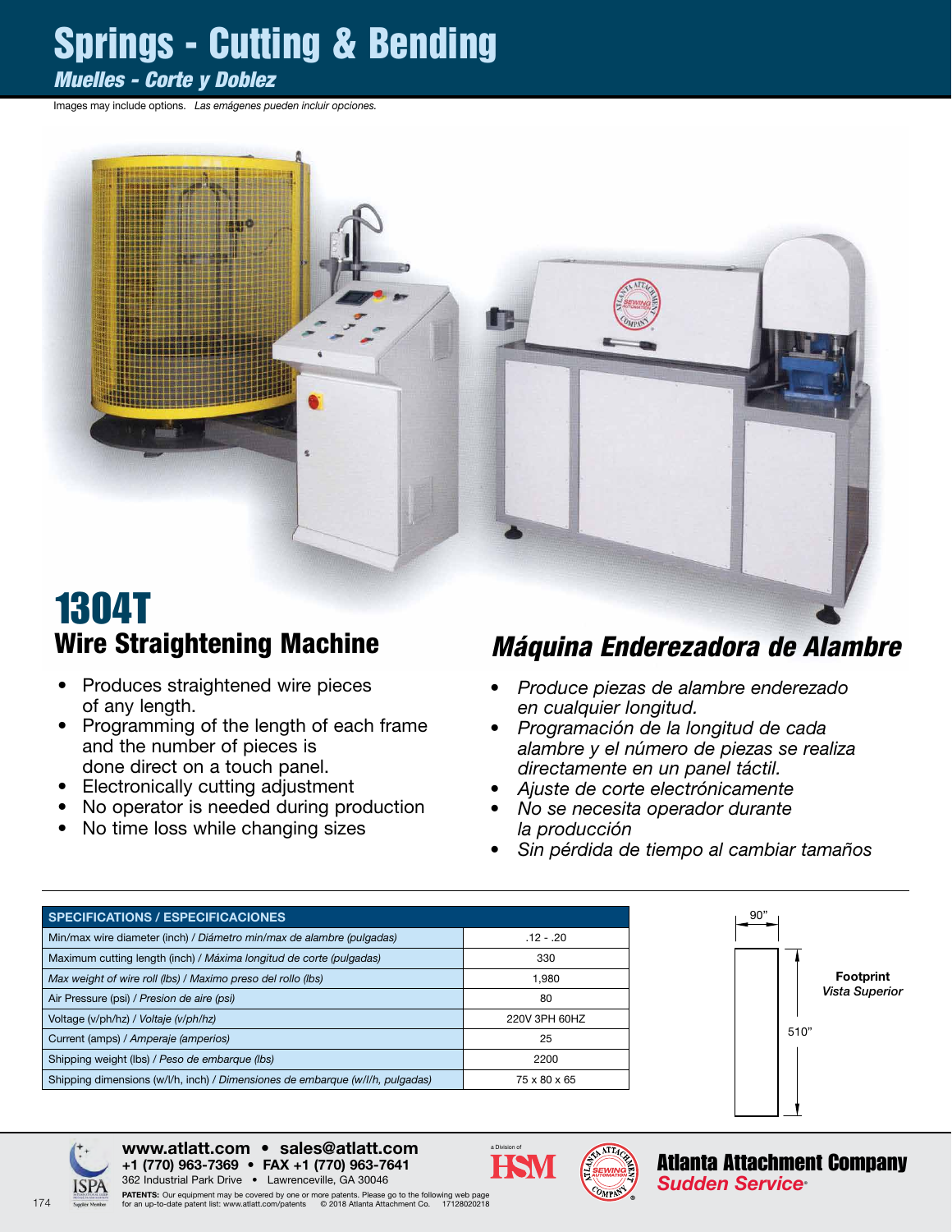# Springs - Cutting & Bending

*Muelles - Corte y Doblez*

Images may include options. *Las emágenes pueden incluir opciones.*

## 1304T

### Wire Straightening Machine

- Produces straightened wire pieces of any length.
- Programming of the length of each frame and the number of pieces is done direct on a touch panel.
- Electronically cutting adjustment
- No operator is needed during production
- No time loss while changing sizes

### *Máquina Enderezadora de Alambre*

- *Produce piezas de alambre enderezado en cualquier longitud.*
- *Programación de la longitud de cada alambre y el número de piezas se realiza directamente en un panel táctil.*
- *Ajuste de corte electrónicamente*
- *No se necesita operador durante la producción*
- *Sin pérdida de tiempo al cambiar tamaños*

| SPECIFICATIONS / ESPECIFICACIONES | |
|---|---|
| Min/max wire diameter (inch) / *Diámetro min/max de alambre (pulgadas)* | .12 - .20 |
| Maximum cutting length (inch) / *Máxima longitud de corte (pulgadas)* | 330 |
| *Max weight of wire roll (lbs) / Maximo preso del rollo (lbs)* | 1,980 |
| Air Pressure (psi) / *Presion de aire (psi)* | 80 |
| Voltage (v/ph/hz) / *Voltaje (v/ph/hz)* | 220V 3PH 60HZ |
| Current (amps) / *Amperaje (amperios)* | 25 |
| Shipping weight (lbs) / *Peso de embarque (lbs)* | 2200 |
| Shipping dimensions (w/l/h, inch) / *Dimensiones de embarque (w/l/h, pulgadas)* | 75 x 80 x 65 |

**Footprint**
*Vista Superior*

90"

510"

**www.atlatt.com • sales@atlatt.com**
**+1 (770) 963-7369 • FAX +1 (770) 963-7641**
362 Industrial Park Drive • Lawrenceville, GA 30046

**PATENTS:** Our equipment may be covered by one or more patents. Please go to the following web page for an up-to-date patent list: www.atlatt.com/patents © 2018 Atlanta Attachment Co. 17128020218

a Division of HSM

**Atlanta Attachment Company**
***Sudden Service***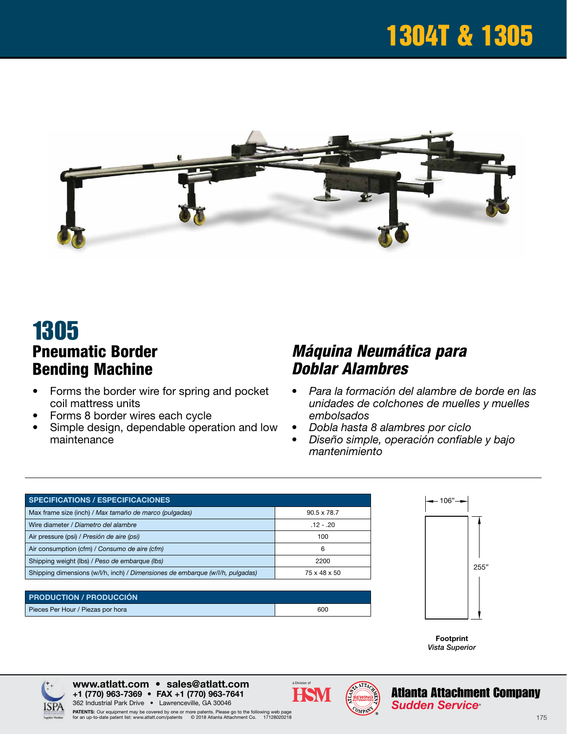# 1304T & 1305

## 1305

### Pneumatic Border Bending Machine

- Forms the border wire for spring and pocket coil mattress units
- Forms 8 border wires each cycle
- Simple design, dependable operation and low maintenance

### *Máquina Neumática para Doblar Alambres*

- *Para la formación del alambre de borde en las unidades de colchones de muelles y muelles embolsados*
- *Dobla hasta 8 alambres por ciclo*
- *Diseño simple, operación confiable y bajo mantenimiento*

| SPECIFICATIONS / ESPECIFICACIONES | |
|---|---|
| Max frame size (inch) / *Max tamaño de marco (pulgadas)* | 90.5 x 78.7 |
| Wire diameter / *Diametro del alambre* | .12 - .20 |
| Air pressure (psi) / *Presión de aire (psi)* | 100 |
| Air consumption (cfm) / *Consumo de aire (cfm)* | 6 |
| Shipping weight (lbs) / *Peso de embarque (lbs)* | 2200 |
| Shipping dimensions (w/l/h, inch) / *Dimensiones de embarque (w/l/h, pulgadas)* | 75 x 48 x 50 |

| PRODUCTION / PRODUCCIÓN | |
|---|---|
| Pieces Per Hour / Piezas por hora | 600 |

106”

255”

**Footprint**
*Vista Superior*

**www.atlatt.com • sales@atlatt.com**
**+1 (770) 963-7369 • FAX +1 (770) 963-7641**
362 Industrial Park Drive • Lawrenceville, GA 30046

**PATENTS:** Our equipment may be covered by one or more patents. Please go to the following web page for an up-to-date patent list: www.atlatt.com/patents © 2018 Atlanta Attachment Co. 17128020218

a Division of HSM

**Atlanta Attachment Company**
*Sudden Service*